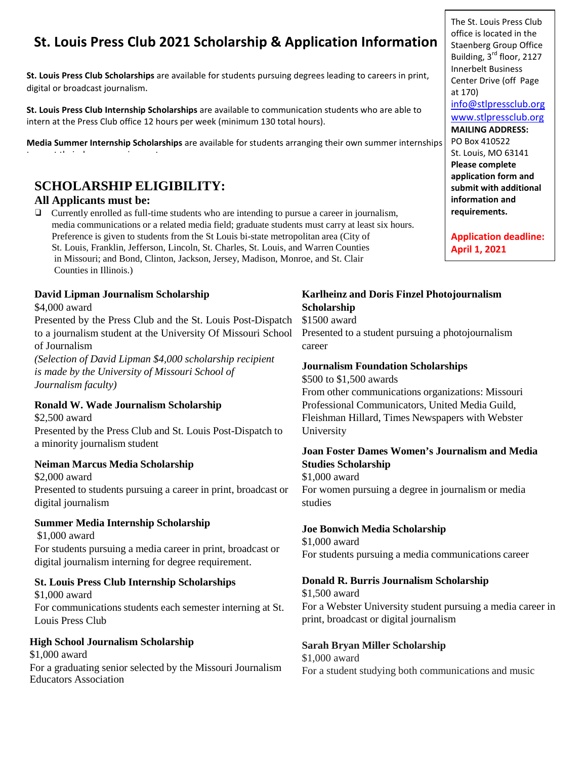# St. Louis Press Club 2021 Scholarship & Application Information

The St. Louis Press Club office is located in the Staenberg Group Office Building, 3rd floor, 2127 Innerbelt Business Center Drive (off Page at 170)
info@stlpressclub.org
www.stlpressclub.org
**MAILING ADDRESS:**
PO Box 410522
St. Louis, MO 63141
**Please complete application form and submit with additional information and requirements.**

**Application deadline: April 1, 2021**

**St. Louis Press Club Scholarships** are available for students pursuing degrees leading to careers in print, digital or broadcast journalism.

**St. Louis Press Club Internship Scholarships** are available to communication students who are able to intern at the Press Club office 12 hours per week (minimum 130 total hours).

**Media Summer Internship Scholarships** are available for students arranging their own summer internships

## SCHOLARSHIP ELIGIBILITY:

### All Applicants must be:

- Currently enrolled as full-time students who are intending to pursue a career in journalism, media communications or a related media field; graduate students must carry at least six hours. Preference is given to students from the St Louis bi-state metropolitan area (City of St. Louis, Franklin, Jefferson, Lincoln, St. Charles, St. Louis, and Warren Counties in Missouri; and Bond, Clinton, Jackson, Jersey, Madison, Monroe, and St. Clair Counties in Illinois.)

**David Lipman Journalism Scholarship**
$4,000 award
Presented by the Press Club and the St. Louis Post-Dispatch to a journalism student at the University Of Missouri School of Journalism
*(Selection of David Lipman $4,000 scholarship recipient is made by the University of Missouri School of Journalism faculty)*

**Ronald W. Wade Journalism Scholarship**
$2,500 award
Presented by the Press Club and St. Louis Post-Dispatch to a minority journalism student

**Neiman Marcus Media Scholarship**
$2,000 award
Presented to students pursuing a career in print, broadcast or digital journalism

**Summer Media Internship Scholarship**
$1,000 award
For students pursuing a media career in print, broadcast or digital journalism interning for degree requirement.

**St. Louis Press Club Internship Scholarships**
$1,000 award
For communications students each semester interning at St. Louis Press Club

**High School Journalism Scholarship**
$1,000 award
For a graduating senior selected by the Missouri Journalism Educators Association

**Karlheinz and Doris Finzel Photojournalism Scholarship**
$1500 award
Presented to a student pursuing a photojournalism career

**Journalism Foundation Scholarships**
$500 to $1,500 awards
From other communications organizations: Missouri Professional Communicators, United Media Guild, Fleishman Hillard, Times Newspapers with Webster University

**Joan Foster Dames Women's Journalism and Media Studies Scholarship**
$1,000 award
For women pursuing a degree in journalism or media studies

**Joe Bonwich Media Scholarship**
$1,000 award
For students pursuing a media communications career

**Donald R. Burris Journalism Scholarship**
$1,500 award
For a Webster University student pursuing a media career in print, broadcast or digital journalism

**Sarah Bryan Miller Scholarship**
$1,000 award
For a student studying both communications and music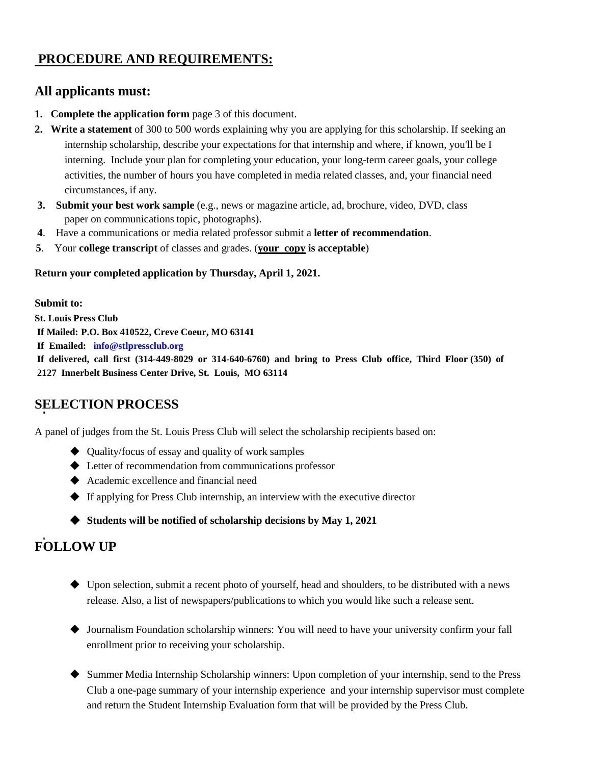## PROCEDURE AND REQUIREMENTS:

### All applicants must:

1. **Complete the application form** page 3 of this document.
2. **Write a statement** of 300 to 500 words explaining why you are applying for this scholarship. If seeking an internship scholarship, describe your expectations for that internship and where, if known, you'll be I interning. Include your plan for completing your education, your long-term career goals, your college activities, the number of hours you have completed in media related classes, and, your financial need circumstances, if any.
3. **Submit your best work sample** (e.g., news or magazine article, ad, brochure, video, DVD, class paper on communications topic, photographs).
4. Have a communications or media related professor submit a **letter of recommendation**.
5. Your **college transcript** of classes and grades. (**your copy is acceptable**)

**Return your completed application by Thursday, April 1, 2021.**

**Submit to:**
**St. Louis Press Club**
**If Mailed: P.O. Box 410522, Creve Coeur, MO 63141**
**If Emailed: info@stlpressclub.org**
**If delivered, call first (314-449-8029 or 314-640-6760) and bring to Press Club office, Third Floor (350) of 2127 Innerbelt Business Center Drive, St. Louis, MO 63114**

## SELECTION PROCESS

A panel of judges from the St. Louis Press Club will select the scholarship recipients based on:

- Quality/focus of essay and quality of work samples
- Letter of recommendation from communications professor
- Academic excellence and financial need
- If applying for Press Club internship, an interview with the executive director
- **Students will be notified of scholarship decisions by May 1, 2021**

## FOLLOW UP

- Upon selection, submit a recent photo of yourself, head and shoulders, to be distributed with a news release. Also, a list of newspapers/publications to which you would like such a release sent.
- Journalism Foundation scholarship winners: You will need to have your university confirm your fall enrollment prior to receiving your scholarship.
- Summer Media Internship Scholarship winners: Upon completion of your internship, send to the Press Club a one-page summary of your internship experience and your internship supervisor must complete and return the Student Internship Evaluation form that will be provided by the Press Club.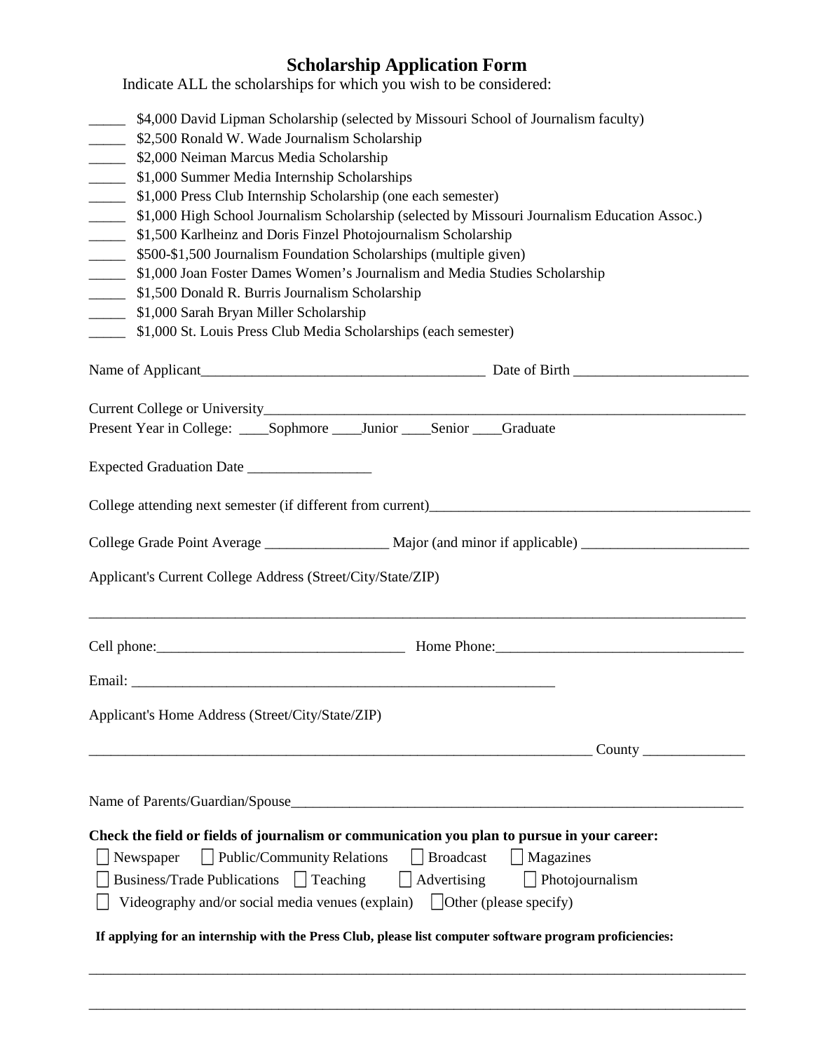# Scholarship Application Form

Indicate ALL the scholarships for which you wish to be considered:

_____ $4,000 David Lipman Scholarship (selected by Missouri School of Journalism faculty)
_____ $2,500 Ronald W. Wade Journalism Scholarship
_____ $2,000 Neiman Marcus Media Scholarship
_____ $1,000 Summer Media Internship Scholarships
_____ $1,000 Press Club Internship Scholarship (one each semester)
_____ $1,000 High School Journalism Scholarship (selected by Missouri Journalism Education Assoc.)
_____ $1,500 Karlheinz and Doris Finzel Photojournalism Scholarship
_____ $500-$1,500 Journalism Foundation Scholarships (multiple given)
_____ $1,000 Joan Foster Dames Women's Journalism and Media Studies Scholarship
_____ $1,500 Donald R. Burris Journalism Scholarship
_____ $1,000 Sarah Bryan Miller Scholarship
_____ $1,000 St. Louis Press Club Media Scholarships (each semester)

Name of Applicant_______________________________________ Date of Birth ________________________

Current College or University___________________________________________________________________
Present Year in College: ____Sophmore ____Junior ____Senior ____Graduate

Expected Graduation Date _________________

College attending next semester (if different from current)_____________________________________________

College Grade Point Average _________________ Major (and minor if applicable) _______________________

Applicant's Current College Address (Street/City/State/ZIP)

_____________________________________________________________________________________________

Cell phone:__________________________________ Home Phone:__________________________________

Email: ___________________________________________________________

Applicant's Home Address (Street/City/State/ZIP)

______________________________________________________________________ County ______________

Name of Parents/Guardian/Spouse________________________________________________________________

**Check the field or fields of journalism or communication you plan to pursue in your career:**

☐ Newspaper ☐ Public/Community Relations ☐ Broadcast ☐ Magazines
☐ Business/Trade Publications ☐ Teaching ☐ Advertising ☐ Photojournalism
☐ Videography and/or social media venues (explain) ☐ Other (please specify)

**If applying for an internship with the Press Club, please list computer software program proficiencies:**

_____________________________________________________________________________________________

_____________________________________________________________________________________________